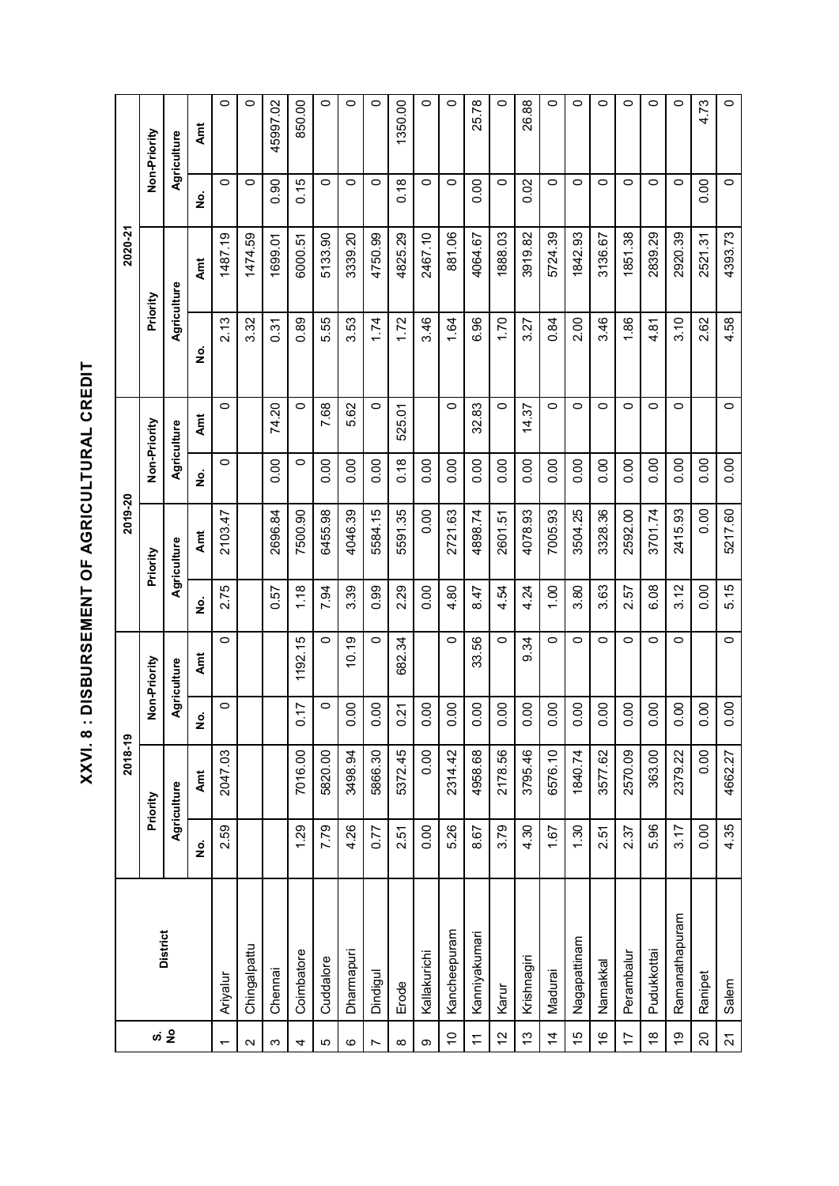# XXVI. 8 : DISBURSEMENT OF AGRICULTURAL CREDIT

| S. No | District | 2018-19 | | | | 2019-20 | | | | 2020-21 | | | |
|---|---|---|---|---|---|---|---|---|---|---|---|---|---|
| | | Priority | | Non-Priority | | Priority | | Non-Priority | | Priority | | Non-Priority | |
| | | Agriculture | | Agriculture | | Agriculture | | Agriculture | | Agriculture | | Agriculture | |
| | | No. | Amt | No. | Amt | No. | Amt | No. | Amt | No. | Amt | No. | Amt |
| 1 | Ariyalur | 2.59 | 2047.03 | 0 | 0 | 2.75 | 2103.47 | 0 | 0 | 2.13 | 1487.19 | 0 | 0 |
| 2 | Chingalpattu | | | | | | | | | 3.32 | 1474.59 | 0 | 0 |
| 3 | Chennai | | | | | 0.57 | 2696.84 | 0.00 | 74.20 | 0.31 | 1699.01 | 0.90 | 45997.02 |
| 4 | Coimbatore | 1.29 | 7016.00 | 0.17 | 1192.15 | 1.18 | 7500.90 | 0 | 0 | 0.89 | 6000.51 | 0.15 | 850.00 |
| 5 | Cuddalore | 7.79 | 5820.00 | 0 | 0 | 7.94 | 6455.98 | 0.00 | 7.68 | 5.55 | 5133.90 | 0 | 0 |
| 6 | Dharmapuri | 4.26 | 3498.94 | 0.00 | 10.19 | 3.39 | 4046.39 | 0.00 | 5.62 | 3.53 | 3339.20 | 0 | 0 |
| 7 | Dindigul | 0.77 | 5866.30 | 0.00 | 0 | 0.99 | 5584.15 | 0.00 | 0 | 1.74 | 4750.99 | 0 | 0 |
| 8 | Erode | 2.51 | 5372.45 | 0.21 | 682.34 | 2.29 | 5591.35 | 0.18 | 525.01 | 1.72 | 4825.29 | 0.18 | 1350.00 |
| 9 | Kallakurichi | 0.00 | 0.00 | 0.00 | | 0.00 | 0.00 | 0.00 | | 3.46 | 2467.10 | 0 | 0 |
| 10 | Kancheepuram | 5.26 | 2314.42 | 0.00 | 0 | 4.80 | 2721.63 | 0.00 | 0 | 1.64 | 881.06 | 0 | 0 |
| 11 | Kanniyakumari | 8.67 | 4958.68 | 0.00 | 33.56 | 8.47 | 4898.74 | 0.00 | 32.83 | 6.96 | 4064.67 | 0.00 | 25.78 |
| 12 | Karur | 3.79 | 2178.56 | 0.00 | 0 | 4.54 | 2601.51 | 0.00 | 0 | 1.70 | 1888.03 | 0 | 0 |
| 13 | Krishnagiri | 4.30 | 3795.46 | 0.00 | 9.34 | 4.24 | 4078.93 | 0.00 | 14.37 | 3.27 | 3919.82 | 0.02 | 26.88 |
| 14 | Madurai | 1.67 | 6576.10 | 0.00 | 0 | 1.00 | 7005.93 | 0.00 | 0 | 0.84 | 5724.39 | 0 | 0 |
| 15 | Nagapattinam | 1.30 | 1840.74 | 0.00 | 0 | 3.80 | 3504.25 | 0.00 | 0 | 2.00 | 1842.93 | 0 | 0 |
| 16 | Namakkal | 2.51 | 3577.62 | 0.00 | 0 | 3.63 | 3328.36 | 0.00 | 0 | 3.46 | 3136.67 | 0 | 0 |
| 17 | Perambalur | 2.37 | 2570.09 | 0.00 | 0 | 2.57 | 2592.00 | 0.00 | 0 | 1.86 | 1851.38 | 0 | 0 |
| 18 | Pudukkottai | 5.96 | 363.00 | 0.00 | 0 | 6.08 | 3701.74 | 0.00 | 0 | 4.81 | 2839.29 | 0 | 0 |
| 19 | Ramanathapuram | 3.17 | 2379.22 | 0.00 | 0 | 3.12 | 2415.93 | 0.00 | 0 | 3.10 | 2920.39 | 0 | 0 |
| 20 | Ranipet | 0.00 | 0.00 | 0.00 | | 0.00 | 0.00 | 0.00 | | 2.62 | 2521.31 | 0.00 | 4.73 |
| 21 | Salem | 4.35 | 4662.27 | 0.00 | 0 | 5.15 | 5217.60 | 0.00 | 0 | 4.58 | 4393.73 | 0 | 0 |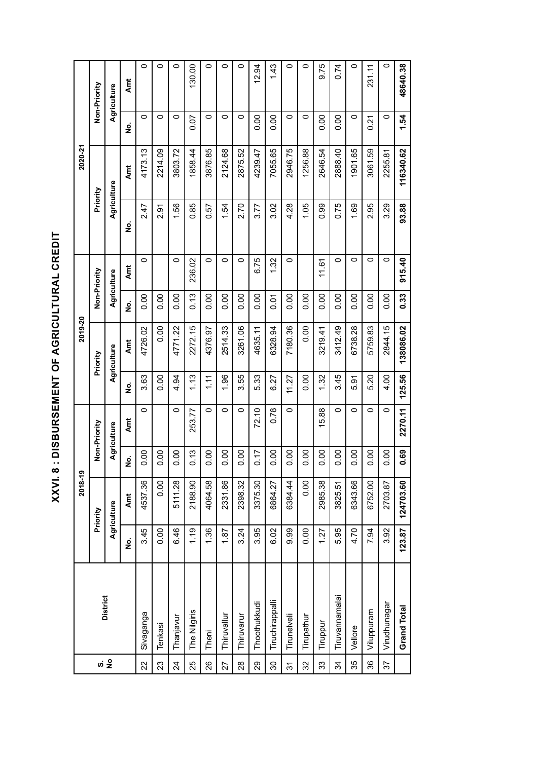# XXVI. 8 : DISBURSEMENT OF AGRICULTURAL CREDIT

| S. No | District | 2018-19 | | | | 2019-20 | | | | 2020-21 | | | |
|---|---|---|---|---|---|---|---|---|---|---|---|---|---|
| | | Priority | | Non-Priority | | Priority | | Non-Priority | | Priority | | Non-Priority | |
| | | Agriculture | | Agriculture | | Agriculture | | Agriculture | | Agriculture | | Agriculture | |
| | | No. | Amt | No. | Amt | No. | Amt | No. | Amt | No. | Amt | No. | Amt |
| 22 | Sivaganga | 3.45 | 4537.36 | 0.00 | 0 | 3.63 | 4726.02 | 0.00 | 0 | 2.47 | 4173.13 | 0 | 0 |
| 23 | Tenkasi | 0.00 | 0.00 | 0.00 | | 0.00 | 0.00 | 0.00 | | 2.91 | 2214.09 | 0 | 0 |
| 24 | Thanjavur | 6.46 | 5111.28 | 0.00 | 0 | 4.94 | 4771.22 | 0.00 | 0 | 1.56 | 3803.72 | 0 | 0 |
| 25 | The Nilgiris | 1.19 | 2188.90 | 0.13 | 253.77 | 1.13 | 2272.15 | 0.13 | 236.02 | 0.85 | 1858.44 | 0.07 | 130.00 |
| 26 | Theni | 1.36 | 4064.58 | 0.00 | 0 | 1.11 | 4376.97 | 0.00 | 0 | 0.57 | 3876.85 | 0 | 0 |
| 27 | Thiruvallur | 1.87 | 2331.86 | 0.00 | 0 | 1.96 | 2514.33 | 0.00 | 0 | 1.54 | 2124.68 | 0 | 0 |
| 28 | Thiruvarur | 3.24 | 2398.32 | 0.00 | 0 | 3.55 | 3261.06 | 0.00 | 0 | 2.70 | 2875.52 | 0 | 0 |
| 29 | Thoothukkudi | 3.95 | 3375.30 | 0.17 | 72.10 | 5.33 | 4635.11 | 0.00 | 6.75 | 3.77 | 4239.47 | 0.00 | 12.94 |
| 30 | Tiruchirappalli | 6.02 | 6864.27 | 0.00 | 0.78 | 6.27 | 6328.94 | 0.01 | 1.32 | 3.02 | 7055.65 | 0.00 | 1.43 |
| 31 | Tirunelveli | 9.99 | 6384.44 | 0.00 | 0 | 11.27 | 7180.36 | 0.00 | 0 | 4.28 | 2946.75 | 0 | 0 |
| 32 | Tirupathur | 0.00 | 0.00 | 0.00 | | 0.00 | 0.00 | 0.00 | | 1.05 | 1256.88 | 0 | 0 |
| 33 | Tiruppur | 1.27 | 2985.38 | 0.00 | 15.88 | 1.32 | 3219.41 | 0.00 | 11.61 | 0.99 | 2646.54 | 0.00 | 9.75 |
| 34 | Tiruvannamalai | 5.95 | 3825.51 | 0.00 | 0 | 3.45 | 3412.49 | 0.00 | 0 | 0.75 | 2888.40 | 0.00 | 0.74 |
| 35 | Vellore | 4.70 | 6343.66 | 0.00 | 0 | 5.91 | 6738.28 | 0.00 | 0 | 1.69 | 1901.65 | 0 | 0 |
| 36 | Viluppuram | 7.94 | 6752.00 | 0.00 | 0 | 5.20 | 5759.83 | 0.00 | 0 | 2.95 | 3061.59 | 0.21 | 231.11 |
| 37 | Virudhunagar | 3.92 | 2703.87 | 0.00 | 0 | 4.00 | 2844.15 | 0.00 | 0 | 3.29 | 2255.81 | 0 | 0 |
| | **Grand Total** | **123.87** | **124703.60** | **0.69** | **2270.11** | **125.56** | **138086.02** | **0.33** | **915.40** | **93.88** | **116340.62** | **1.54** | **48640.38** |